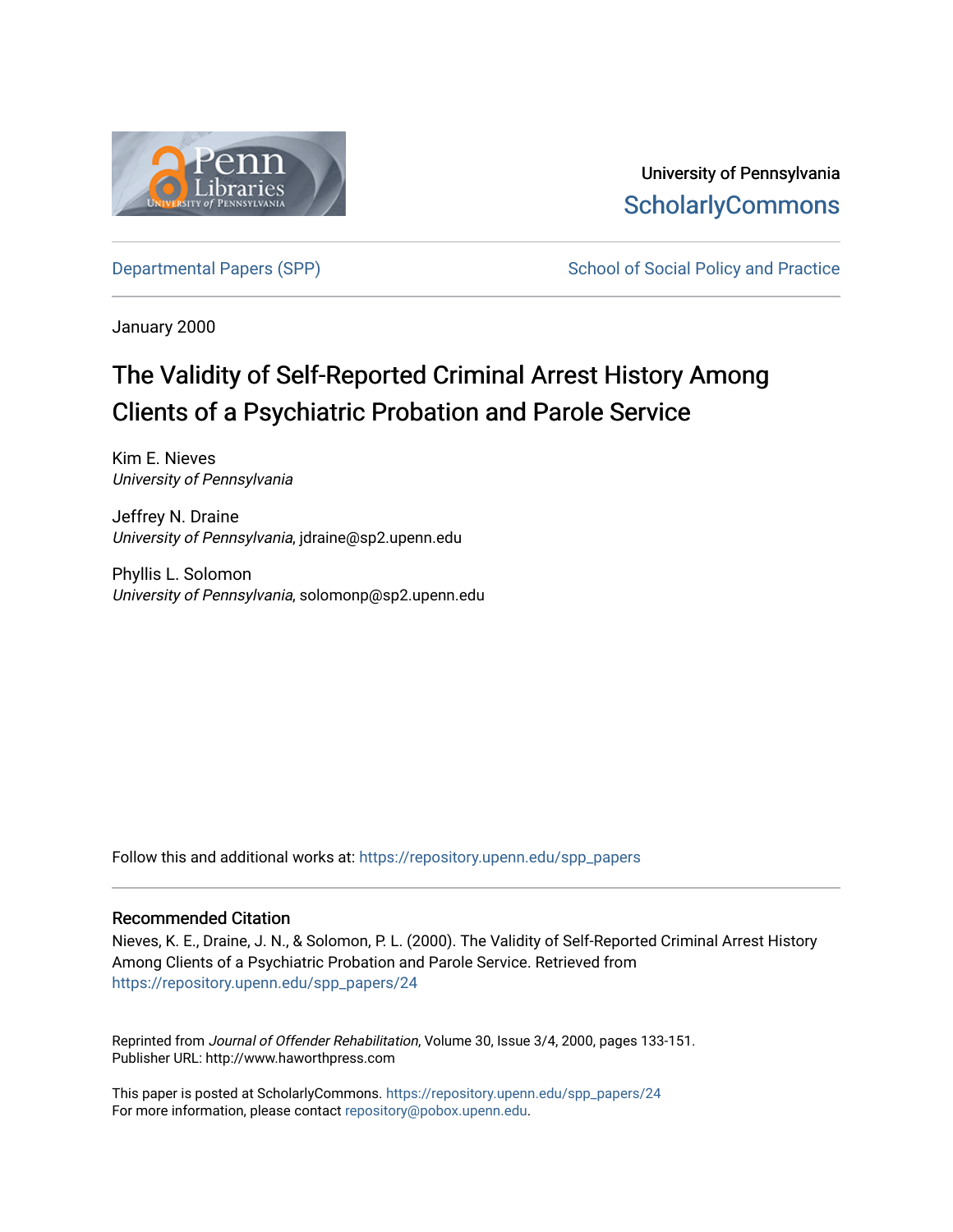University of Pennsylvania
ScholarlyCommons

Departmental Papers (SPP) | School of Social Policy and Practice

January 2000

# The Validity of Self-Reported Criminal Arrest History Among Clients of a Psychiatric Probation and Parole Service

Kim E. Nieves
*University of Pennsylvania*

Jeffrey N. Draine
*University of Pennsylvania*, jdraine@sp2.upenn.edu

Phyllis L. Solomon
*University of Pennsylvania*, solomonp@sp2.upenn.edu

Follow this and additional works at: https://repository.upenn.edu/spp_papers

## Recommended Citation

Nieves, K. E., Draine, J. N., & Solomon, P. L. (2000). The Validity of Self-Reported Criminal Arrest History Among Clients of a Psychiatric Probation and Parole Service. Retrieved from https://repository.upenn.edu/spp_papers/24

Reprinted from *Journal of Offender Rehabilitation*, Volume 30, Issue 3/4, 2000, pages 133-151.
Publisher URL: http://www.haworthpress.com

This paper is posted at ScholarlyCommons. https://repository.upenn.edu/spp_papers/24
For more information, please contact repository@pobox.upenn.edu.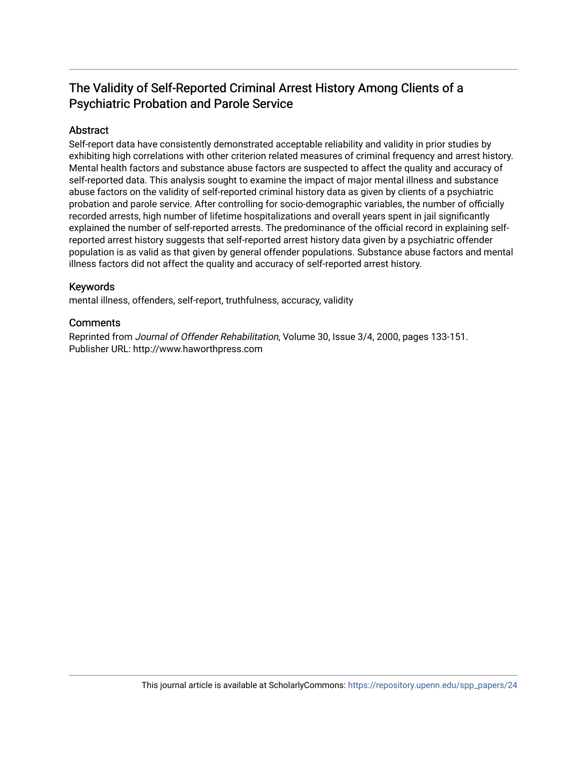# The Validity of Self-Reported Criminal Arrest History Among Clients of a Psychiatric Probation and Parole Service

## Abstract

Self-report data have consistently demonstrated acceptable reliability and validity in prior studies by exhibiting high correlations with other criterion related measures of criminal frequency and arrest history. Mental health factors and substance abuse factors are suspected to affect the quality and accuracy of self-reported data. This analysis sought to examine the impact of major mental illness and substance abuse factors on the validity of self-reported criminal history data as given by clients of a psychiatric probation and parole service. After controlling for socio-demographic variables, the number of officially recorded arrests, high number of lifetime hospitalizations and overall years spent in jail significantly explained the number of self-reported arrests. The predominance of the official record in explaining self-reported arrest history suggests that self-reported arrest history data given by a psychiatric offender population is as valid as that given by general offender populations. Substance abuse factors and mental illness factors did not affect the quality and accuracy of self-reported arrest history.

## Keywords

mental illness, offenders, self-report, truthfulness, accuracy, validity

## Comments

Reprinted from *Journal of Offender Rehabilitation*, Volume 30, Issue 3/4, 2000, pages 133-151.
Publisher URL: http://www.haworthpress.com

This journal article is available at ScholarlyCommons: https://repository.upenn.edu/spp_papers/24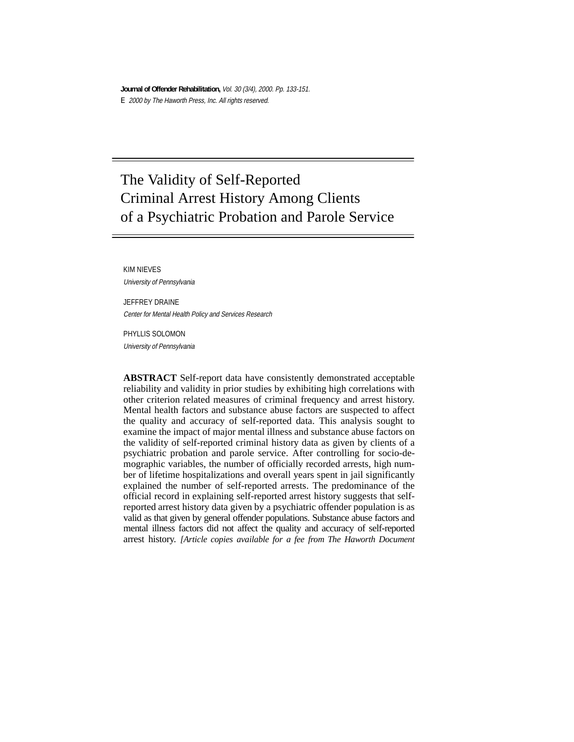# The Validity of Self-Reported Criminal Arrest History Among Clients of a Psychiatric Probation and Parole Service

KIM NIEVES
*University of Pennsylvania*

JEFFREY DRAINE
*Center for Mental Health Policy and Services Research*

PHYLLIS SOLOMON
*University of Pennsylvania*

**ABSTRACT** Self-report data have consistently demonstrated acceptable reliability and validity in prior studies by exhibiting high correlations with other criterion related measures of criminal frequency and arrest history. Mental health factors and substance abuse factors are suspected to affect the quality and accuracy of self-reported data. This analysis sought to examine the impact of major mental illness and substance abuse factors on the validity of self-reported criminal history data as given by clients of a psychiatric probation and parole service. After controlling for socio-demographic variables, the number of officially recorded arrests, high number of lifetime hospitalizations and overall years spent in jail significantly explained the number of self-reported arrests. The predominance of the official record in explaining self-reported arrest history suggests that self-reported arrest history data given by a psychiatric offender population is as valid as that given by general offender populations. Substance abuse factors and mental illness factors did not affect the quality and accuracy of self-reported arrest history. *[Article copies available for a fee from The Haworth Document*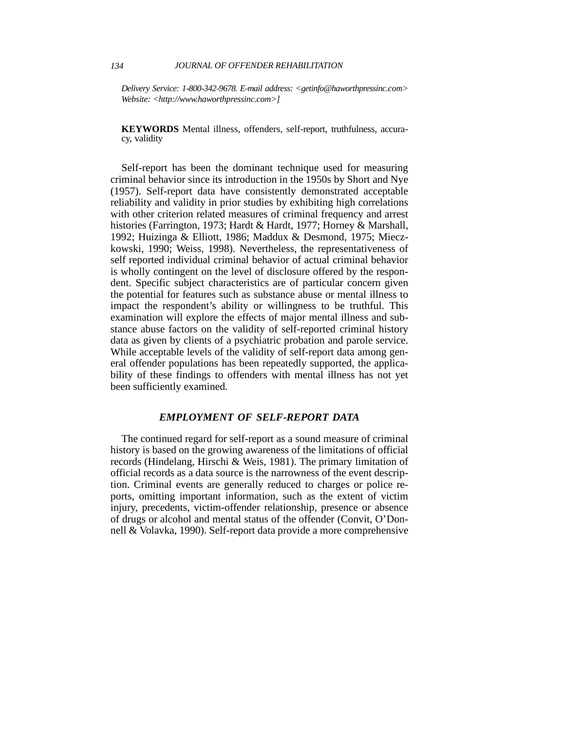*Delivery Service: 1-800-342-9678. E-mail address: <getinfo@haworthpressinc.com> Website: <http://www.haworthpressinc.com>]*

**KEYWORDS** Mental illness, offenders, self-report, truthfulness, accuracy, validity

Self-report has been the dominant technique used for measuring criminal behavior since its introduction in the 1950s by Short and Nye (1957). Self-report data have consistently demonstrated acceptable reliability and validity in prior studies by exhibiting high correlations with other criterion related measures of criminal frequency and arrest histories (Farrington, 1973; Hardt & Hardt, 1977; Horney & Marshall, 1992; Huizinga & Elliott, 1986; Maddux & Desmond, 1975; Mieczkowski, 1990; Weiss, 1998). Nevertheless, the representativeness of self reported individual criminal behavior of actual criminal behavior is wholly contingent on the level of disclosure offered by the respondent. Specific subject characteristics are of particular concern given the potential for features such as substance abuse or mental illness to impact the respondent's ability or willingness to be truthful. This examination will explore the effects of major mental illness and substance abuse factors on the validity of self-reported criminal history data as given by clients of a psychiatric probation and parole service. While acceptable levels of the validity of self-report data among general offender populations has been repeatedly supported, the applicability of these findings to offenders with mental illness has not yet been sufficiently examined.

## *EMPLOYMENT OF SELF-REPORT DATA*

The continued regard for self-report as a sound measure of criminal history is based on the growing awareness of the limitations of official records (Hindelang, Hirschi & Weis, 1981). The primary limitation of official records as a data source is the narrowness of the event description. Criminal events are generally reduced to charges or police reports, omitting important information, such as the extent of victim injury, precedents, victim-offender relationship, presence or absence of drugs or alcohol and mental status of the offender (Convit, O'Donnell & Volavka, 1990). Self-report data provide a more comprehensive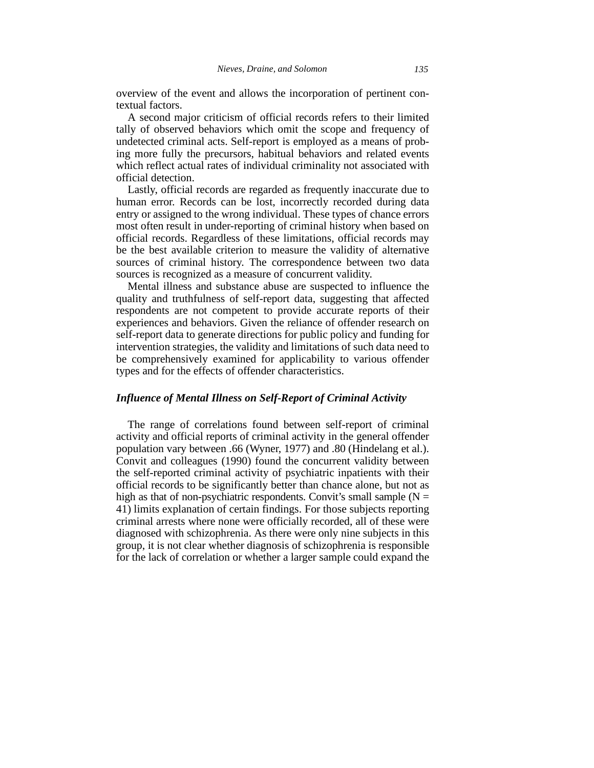overview of the event and allows the incorporation of pertinent contextual factors.

A second major criticism of official records refers to their limited tally of observed behaviors which omit the scope and frequency of undetected criminal acts. Self-report is employed as a means of probing more fully the precursors, habitual behaviors and related events which reflect actual rates of individual criminality not associated with official detection.

Lastly, official records are regarded as frequently inaccurate due to human error. Records can be lost, incorrectly recorded during data entry or assigned to the wrong individual. These types of chance errors most often result in under-reporting of criminal history when based on official records. Regardless of these limitations, official records may be the best available criterion to measure the validity of alternative sources of criminal history. The correspondence between two data sources is recognized as a measure of concurrent validity.

Mental illness and substance abuse are suspected to influence the quality and truthfulness of self-report data, suggesting that affected respondents are not competent to provide accurate reports of their experiences and behaviors. Given the reliance of offender research on self-report data to generate directions for public policy and funding for intervention strategies, the validity and limitations of such data need to be comprehensively examined for applicability to various offender types and for the effects of offender characteristics.

### *Influence of Mental Illness on Self-Report of Criminal Activity*

The range of correlations found between self-report of criminal activity and official reports of criminal activity in the general offender population vary between .66 (Wyner, 1977) and .80 (Hindelang et al.). Convit and colleagues (1990) found the concurrent validity between the self-reported criminal activity of psychiatric inpatients with their official records to be significantly better than chance alone, but not as high as that of non-psychiatric respondents. Convit's small sample (N = 41) limits explanation of certain findings. For those subjects reporting criminal arrests where none were officially recorded, all of these were diagnosed with schizophrenia. As there were only nine subjects in this group, it is not clear whether diagnosis of schizophrenia is responsible for the lack of correlation or whether a larger sample could expand the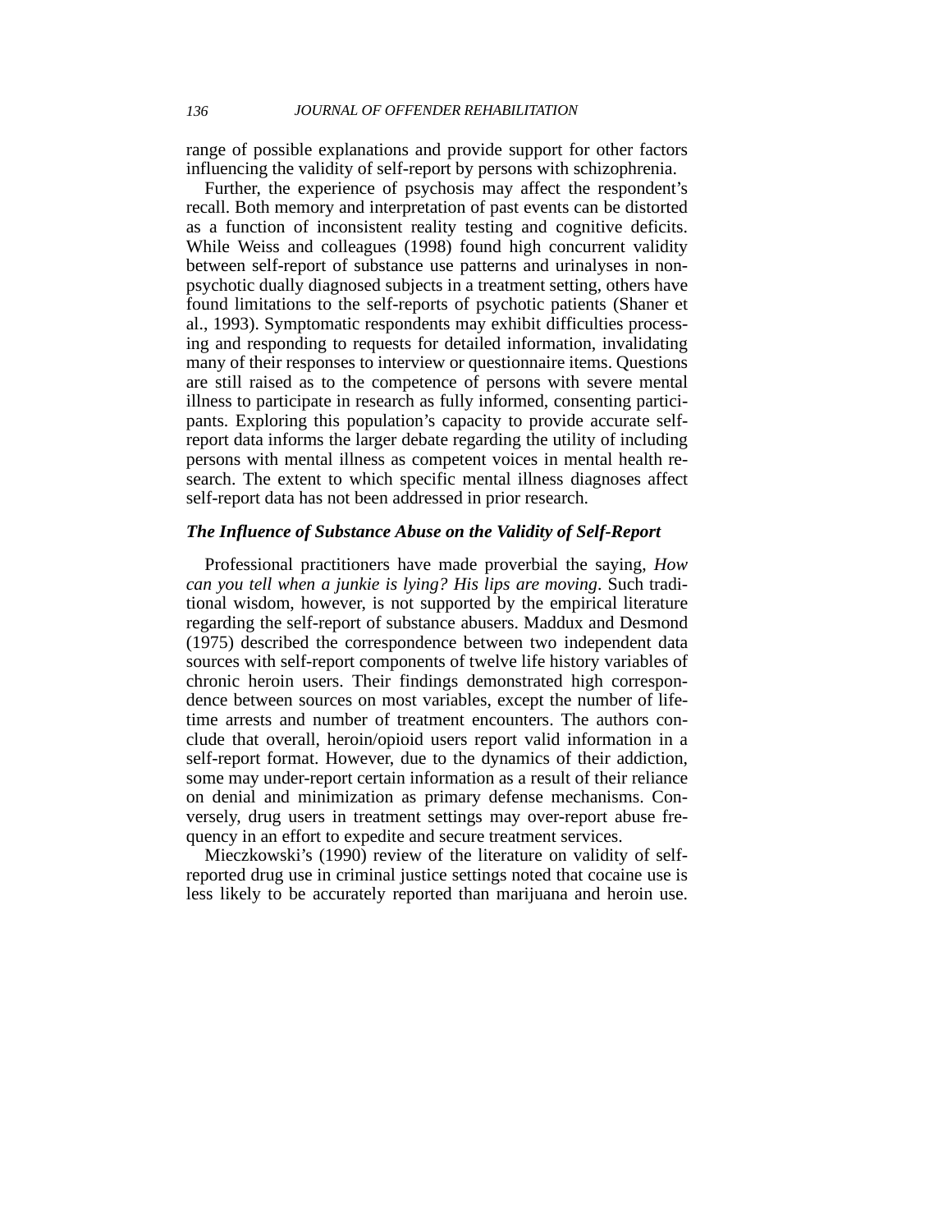range of possible explanations and provide support for other factors influencing the validity of self-report by persons with schizophrenia.

Further, the experience of psychosis may affect the respondent's recall. Both memory and interpretation of past events can be distorted as a function of inconsistent reality testing and cognitive deficits. While Weiss and colleagues (1998) found high concurrent validity between self-report of substance use patterns and urinalyses in non-psychotic dually diagnosed subjects in a treatment setting, others have found limitations to the self-reports of psychotic patients (Shaner et al., 1993). Symptomatic respondents may exhibit difficulties processing and responding to requests for detailed information, invalidating many of their responses to interview or questionnaire items. Questions are still raised as to the competence of persons with severe mental illness to participate in research as fully informed, consenting participants. Exploring this population's capacity to provide accurate self-report data informs the larger debate regarding the utility of including persons with mental illness as competent voices in mental health research. The extent to which specific mental illness diagnoses affect self-report data has not been addressed in prior research.

### *The Influence of Substance Abuse on the Validity of Self-Report*

Professional practitioners have made proverbial the saying, *How can you tell when a junkie is lying? His lips are moving*. Such traditional wisdom, however, is not supported by the empirical literature regarding the self-report of substance abusers. Maddux and Desmond (1975) described the correspondence between two independent data sources with self-report components of twelve life history variables of chronic heroin users. Their findings demonstrated high correspondence between sources on most variables, except the number of lifetime arrests and number of treatment encounters. The authors conclude that overall, heroin/opioid users report valid information in a self-report format. However, due to the dynamics of their addiction, some may under-report certain information as a result of their reliance on denial and minimization as primary defense mechanisms. Conversely, drug users in treatment settings may over-report abuse frequency in an effort to expedite and secure treatment services.

Mieczkowski's (1990) review of the literature on validity of self-reported drug use in criminal justice settings noted that cocaine use is less likely to be accurately reported than marijuana and heroin use.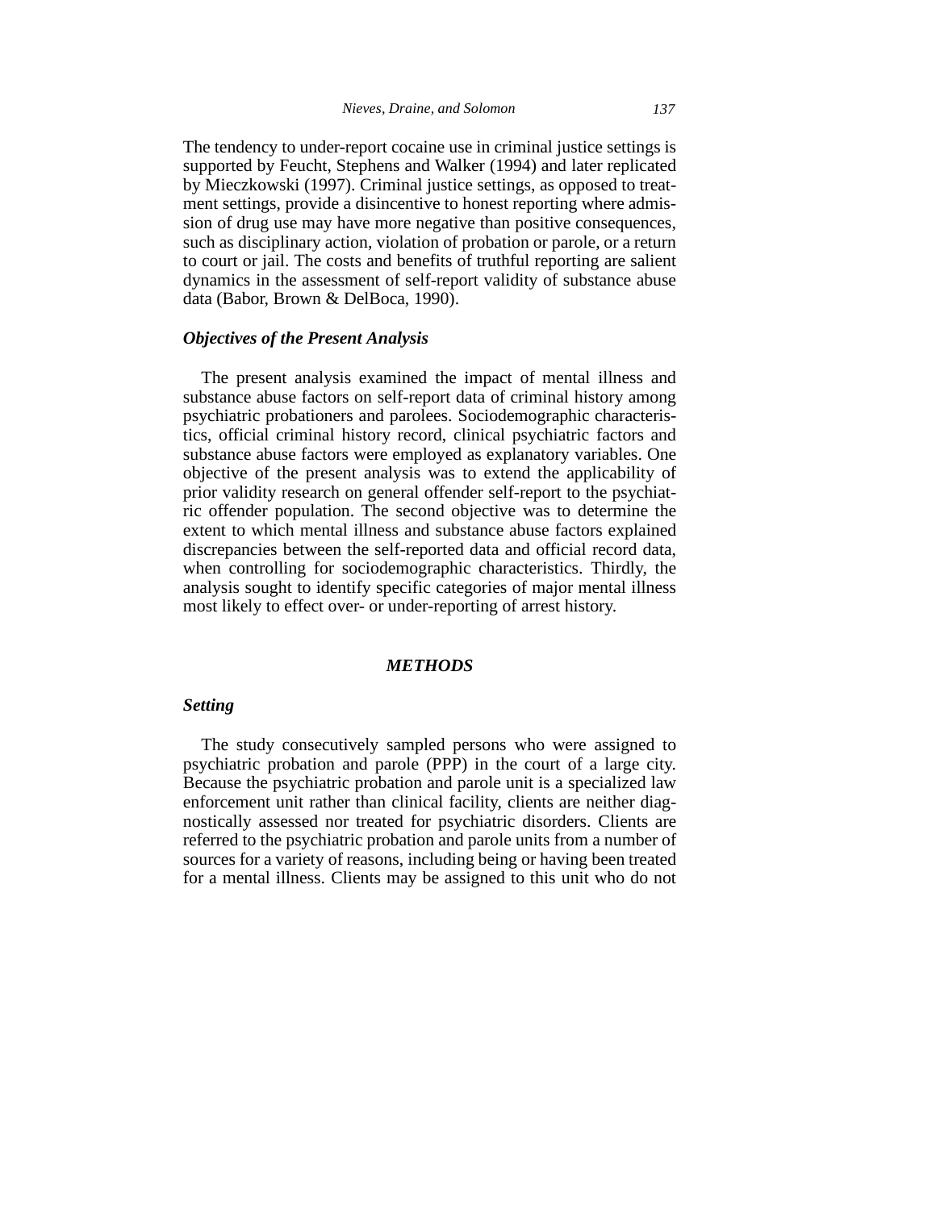The tendency to under-report cocaine use in criminal justice settings is supported by Feucht, Stephens and Walker (1994) and later replicated by Mieczkowski (1997). Criminal justice settings, as opposed to treatment settings, provide a disincentive to honest reporting where admission of drug use may have more negative than positive consequences, such as disciplinary action, violation of probation or parole, or a return to court or jail. The costs and benefits of truthful reporting are salient dynamics in the assessment of self-report validity of substance abuse data (Babor, Brown & DelBoca, 1990).

### *Objectives of the Present Analysis*

The present analysis examined the impact of mental illness and substance abuse factors on self-report data of criminal history among psychiatric probationers and parolees. Sociodemographic characteristics, official criminal history record, clinical psychiatric factors and substance abuse factors were employed as explanatory variables. One objective of the present analysis was to extend the applicability of prior validity research on general offender self-report to the psychiatric offender population. The second objective was to determine the extent to which mental illness and substance abuse factors explained discrepancies between the self-reported data and official record data, when controlling for sociodemographic characteristics. Thirdly, the analysis sought to identify specific categories of major mental illness most likely to effect over- or under-reporting of arrest history.

## *METHODS*

### *Setting*

The study consecutively sampled persons who were assigned to psychiatric probation and parole (PPP) in the court of a large city. Because the psychiatric probation and parole unit is a specialized law enforcement unit rather than clinical facility, clients are neither diagnostically assessed nor treated for psychiatric disorders. Clients are referred to the psychiatric probation and parole units from a number of sources for a variety of reasons, including being or having been treated for a mental illness. Clients may be assigned to this unit who do not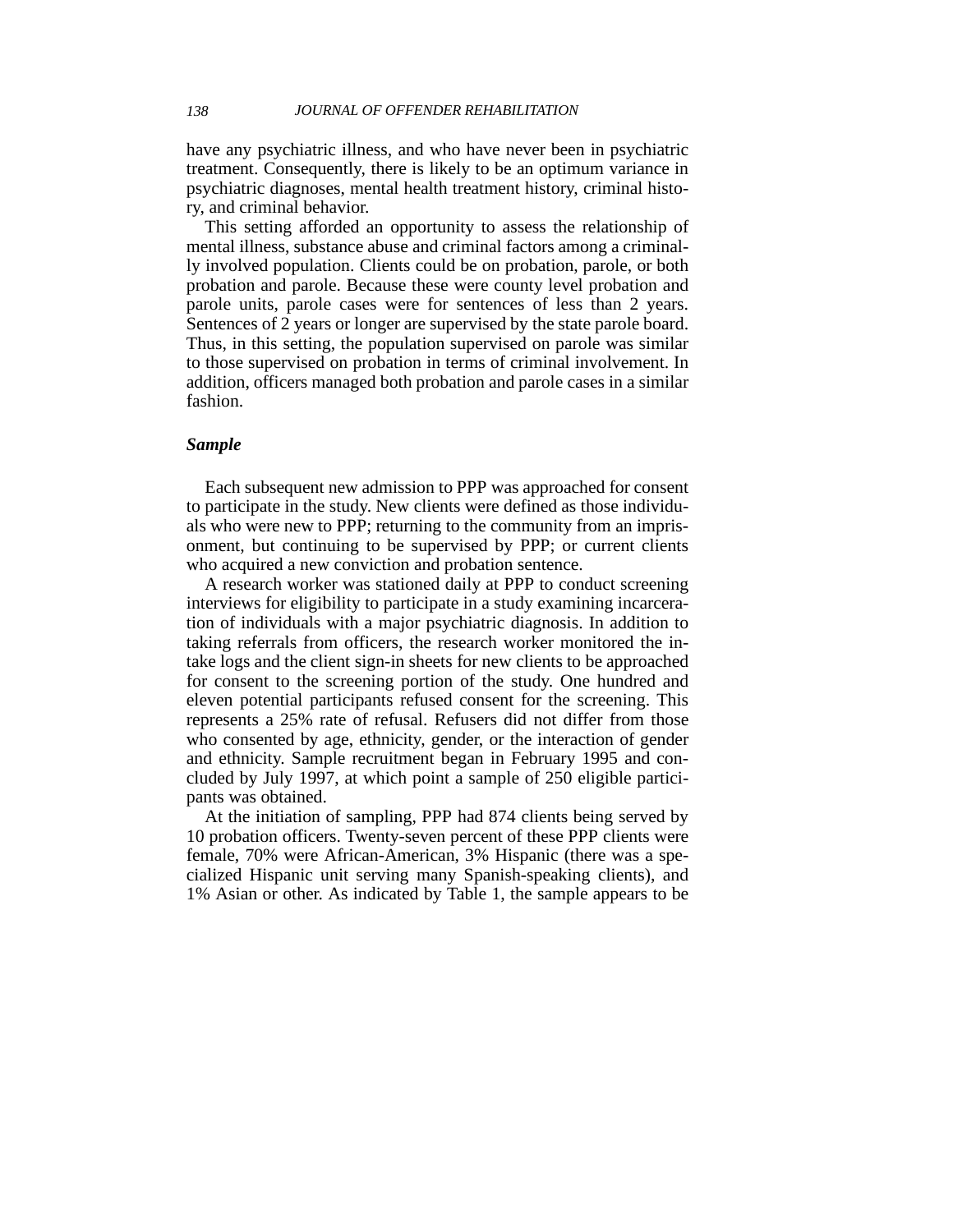have any psychiatric illness, and who have never been in psychiatric treatment. Consequently, there is likely to be an optimum variance in psychiatric diagnoses, mental health treatment history, criminal history, and criminal behavior.

This setting afforded an opportunity to assess the relationship of mental illness, substance abuse and criminal factors among a criminally involved population. Clients could be on probation, parole, or both probation and parole. Because these were county level probation and parole units, parole cases were for sentences of less than 2 years. Sentences of 2 years or longer are supervised by the state parole board. Thus, in this setting, the population supervised on parole was similar to those supervised on probation in terms of criminal involvement. In addition, officers managed both probation and parole cases in a similar fashion.

### *Sample*

Each subsequent new admission to PPP was approached for consent to participate in the study. New clients were defined as those individuals who were new to PPP; returning to the community from an imprisonment, but continuing to be supervised by PPP; or current clients who acquired a new conviction and probation sentence.

A research worker was stationed daily at PPP to conduct screening interviews for eligibility to participate in a study examining incarceration of individuals with a major psychiatric diagnosis. In addition to taking referrals from officers, the research worker monitored the intake logs and the client sign-in sheets for new clients to be approached for consent to the screening portion of the study. One hundred and eleven potential participants refused consent for the screening. This represents a 25% rate of refusal. Refusers did not differ from those who consented by age, ethnicity, gender, or the interaction of gender and ethnicity. Sample recruitment began in February 1995 and concluded by July 1997, at which point a sample of 250 eligible participants was obtained.

At the initiation of sampling, PPP had 874 clients being served by 10 probation officers. Twenty-seven percent of these PPP clients were female, 70% were African-American, 3% Hispanic (there was a specialized Hispanic unit serving many Spanish-speaking clients), and 1% Asian or other. As indicated by Table 1, the sample appears to be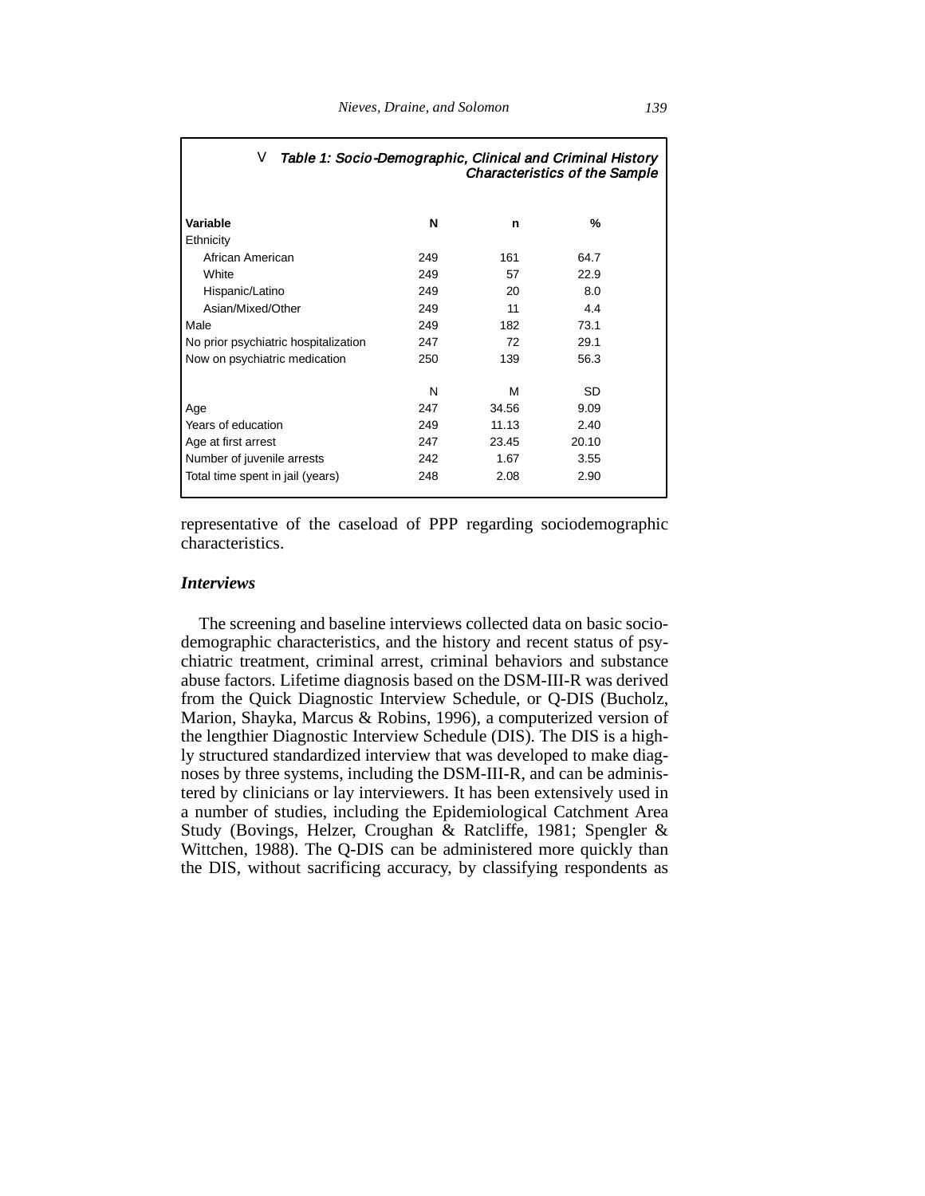**Table 1: Socio-Demographic, Clinical and Criminal History Characteristics of the Sample**

| Variable | N | n | % |
|---|---|---|---|
| Ethnicity | | | |
| African American | 249 | 161 | 64.7 |
| White | 249 | 57 | 22.9 |
| Hispanic/Latino | 249 | 20 | 8.0 |
| Asian/Mixed/Other | 249 | 11 | 4.4 |
| Male | 249 | 182 | 73.1 |
| No prior psychiatric hospitalization | 247 | 72 | 29.1 |
| Now on psychiatric medication | 250 | 139 | 56.3 |
| | N | M | SD |
| Age | 247 | 34.56 | 9.09 |
| Years of education | 249 | 11.13 | 2.40 |
| Age at first arrest | 247 | 23.45 | 20.10 |
| Number of juvenile arrests | 242 | 1.67 | 3.55 |
| Total time spent in jail (years) | 248 | 2.08 | 2.90 |

representative of the caseload of PPP regarding sociodemographic characteristics.

### *Interviews*

The screening and baseline interviews collected data on basic sociodemographic characteristics, and the history and recent status of psychiatric treatment, criminal arrest, criminal behaviors and substance abuse factors. Lifetime diagnosis based on the DSM-III-R was derived from the Quick Diagnostic Interview Schedule, or Q-DIS (Bucholz, Marion, Shayka, Marcus & Robins, 1996), a computerized version of the lengthier Diagnostic Interview Schedule (DIS). The DIS is a highly structured standardized interview that was developed to make diagnoses by three systems, including the DSM-III-R, and can be administered by clinicians or lay interviewers. It has been extensively used in a number of studies, including the Epidemiological Catchment Area Study (Bovings, Helzer, Croughan & Ratcliffe, 1981; Spengler & Wittchen, 1988). The Q-DIS can be administered more quickly than the DIS, without sacrificing accuracy, by classifying respondents as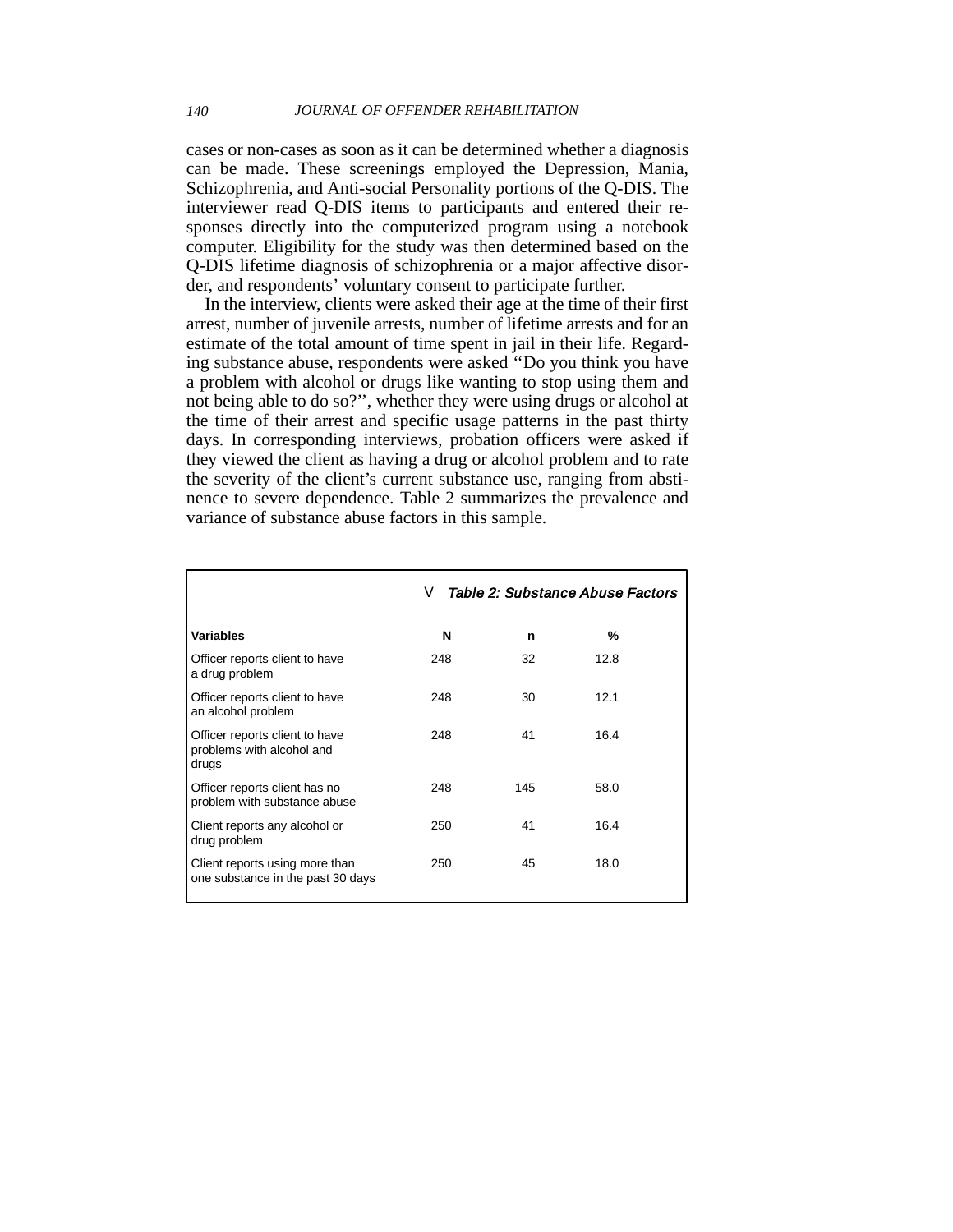cases or non-cases as soon as it can be determined whether a diagnosis can be made. These screenings employed the Depression, Mania, Schizophrenia, and Anti-social Personality portions of the Q-DIS. The interviewer read Q-DIS items to participants and entered their responses directly into the computerized program using a notebook computer. Eligibility for the study was then determined based on the Q-DIS lifetime diagnosis of schizophrenia or a major affective disorder, and respondents' voluntary consent to participate further.

In the interview, clients were asked their age at the time of their first arrest, number of juvenile arrests, number of lifetime arrests and for an estimate of the total amount of time spent in jail in their life. Regarding substance abuse, respondents were asked "Do you think you have a problem with alcohol or drugs like wanting to stop using them and not being able to do so?", whether they were using drugs or alcohol at the time of their arrest and specific usage patterns in the past thirty days. In corresponding interviews, probation officers were asked if they viewed the client as having a drug or alcohol problem and to rate the severity of the client's current substance use, ranging from abstinence to severe dependence. Table 2 summarizes the prevalence and variance of substance abuse factors in this sample.

*Table 2: Substance Abuse Factors*

| Variables | N | n | % |
|---|---|---|---|
| Officer reports client to have a drug problem | 248 | 32 | 12.8 |
| Officer reports client to have an alcohol problem | 248 | 30 | 12.1 |
| Officer reports client to have problems with alcohol and drugs | 248 | 41 | 16.4 |
| Officer reports client has no problem with substance abuse | 248 | 145 | 58.0 |
| Client reports any alcohol or drug problem | 250 | 41 | 16.4 |
| Client reports using more than one substance in the past 30 days | 250 | 45 | 18.0 |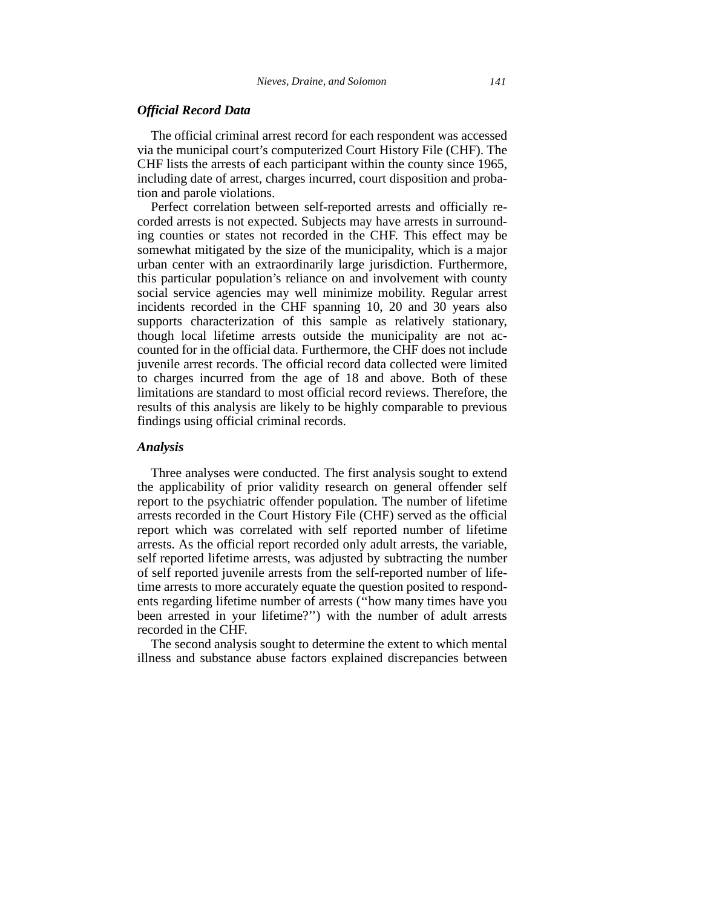### *Official Record Data*

The official criminal arrest record for each respondent was accessed via the municipal court's computerized Court History File (CHF). The CHF lists the arrests of each participant within the county since 1965, including date of arrest, charges incurred, court disposition and probation and parole violations.

Perfect correlation between self-reported arrests and officially recorded arrests is not expected. Subjects may have arrests in surrounding counties or states not recorded in the CHF. This effect may be somewhat mitigated by the size of the municipality, which is a major urban center with an extraordinarily large jurisdiction. Furthermore, this particular population's reliance on and involvement with county social service agencies may well minimize mobility. Regular arrest incidents recorded in the CHF spanning 10, 20 and 30 years also supports characterization of this sample as relatively stationary, though local lifetime arrests outside the municipality are not accounted for in the official data. Furthermore, the CHF does not include juvenile arrest records. The official record data collected were limited to charges incurred from the age of 18 and above. Both of these limitations are standard to most official record reviews. Therefore, the results of this analysis are likely to be highly comparable to previous findings using official criminal records.

### *Analysis*

Three analyses were conducted. The first analysis sought to extend the applicability of prior validity research on general offender self report to the psychiatric offender population. The number of lifetime arrests recorded in the Court History File (CHF) served as the official report which was correlated with self reported number of lifetime arrests. As the official report recorded only adult arrests, the variable, self reported lifetime arrests, was adjusted by subtracting the number of self reported juvenile arrests from the self-reported number of lifetime arrests to more accurately equate the question posited to respondents regarding lifetime number of arrests (''how many times have you been arrested in your lifetime?'') with the number of adult arrests recorded in the CHF.

The second analysis sought to determine the extent to which mental illness and substance abuse factors explained discrepancies between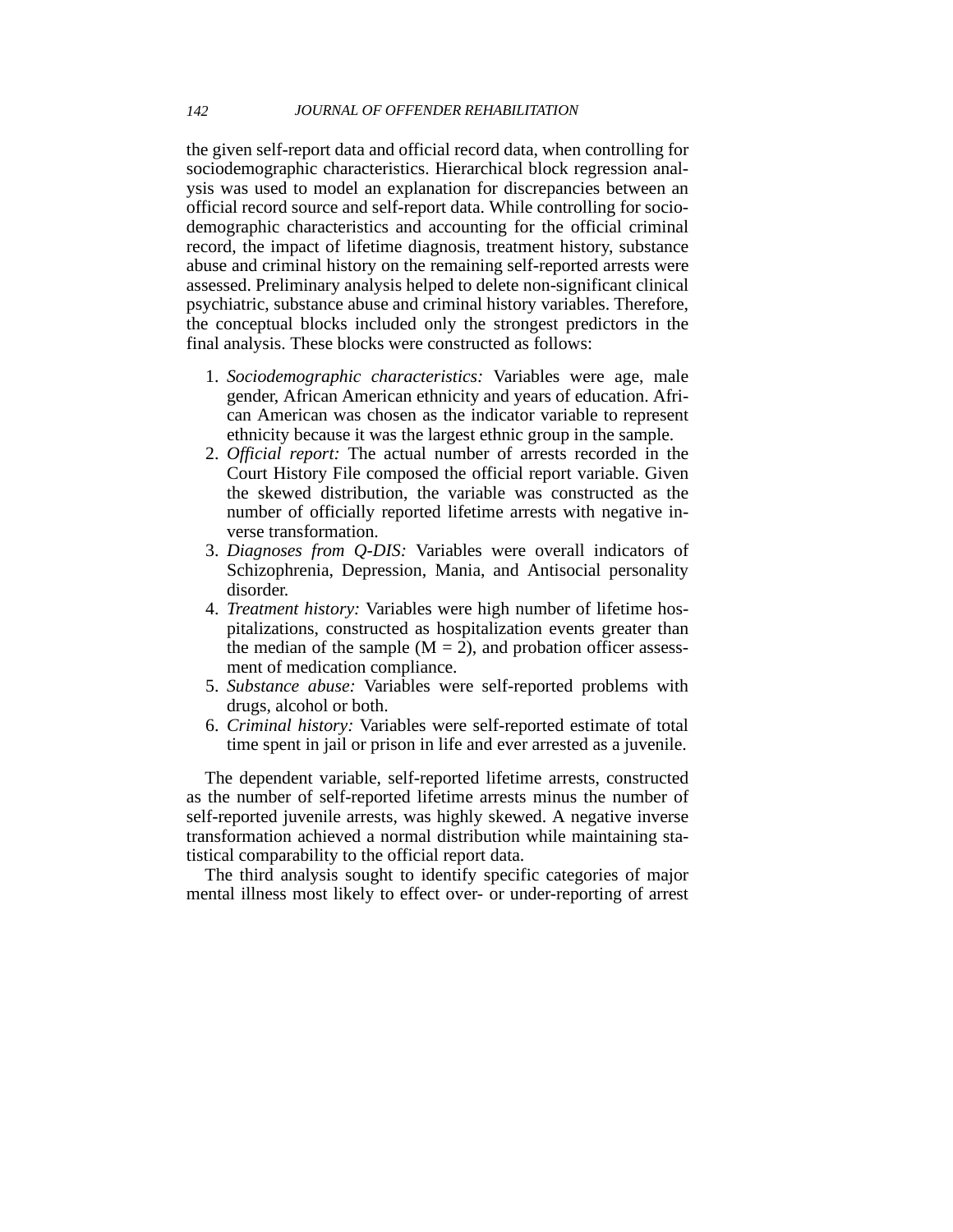the given self-report data and official record data, when controlling for sociodemographic characteristics. Hierarchical block regression analysis was used to model an explanation for discrepancies between an official record source and self-report data. While controlling for sociodemographic characteristics and accounting for the official criminal record, the impact of lifetime diagnosis, treatment history, substance abuse and criminal history on the remaining self-reported arrests were assessed. Preliminary analysis helped to delete non-significant clinical psychiatric, substance abuse and criminal history variables. Therefore, the conceptual blocks included only the strongest predictors in the final analysis. These blocks were constructed as follows:

1. *Sociodemographic characteristics:* Variables were age, male gender, African American ethnicity and years of education. African American was chosen as the indicator variable to represent ethnicity because it was the largest ethnic group in the sample.
2. *Official report:* The actual number of arrests recorded in the Court History File composed the official report variable. Given the skewed distribution, the variable was constructed as the number of officially reported lifetime arrests with negative inverse transformation.
3. *Diagnoses from Q-DIS:* Variables were overall indicators of Schizophrenia, Depression, Mania, and Antisocial personality disorder.
4. *Treatment history:* Variables were high number of lifetime hospitalizations, constructed as hospitalization events greater than the median of the sample ($M = 2$), and probation officer assessment of medication compliance.
5. *Substance abuse:* Variables were self-reported problems with drugs, alcohol or both.
6. *Criminal history:* Variables were self-reported estimate of total time spent in jail or prison in life and ever arrested as a juvenile.

The dependent variable, self-reported lifetime arrests, constructed as the number of self-reported lifetime arrests minus the number of self-reported juvenile arrests, was highly skewed. A negative inverse transformation achieved a normal distribution while maintaining statistical comparability to the official report data.

The third analysis sought to identify specific categories of major mental illness most likely to effect over- or under-reporting of arrest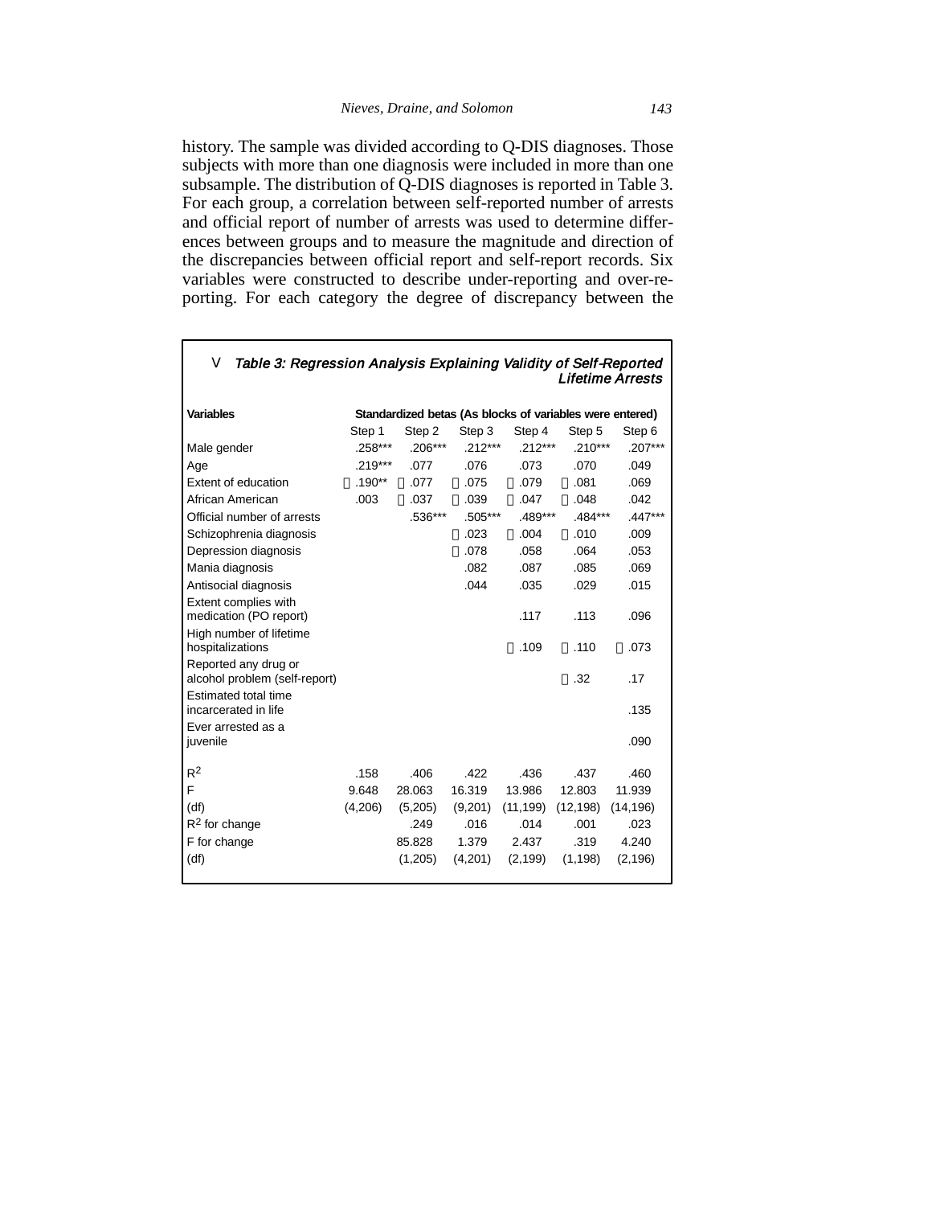history. The sample was divided according to Q-DIS diagnoses. Those subjects with more than one diagnosis were included in more than one subsample. The distribution of Q-DIS diagnoses is reported in Table 3. For each group, a correlation between self-reported number of arrests and official report of number of arrests was used to determine differences between groups and to measure the magnitude and direction of the discrepancies between official report and self-report records. Six variables were constructed to describe under-reporting and over-reporting. For each category the degree of discrepancy between the

***Table 3: Regression Analysis Explaining Validity of Self-Reported Lifetime Arrests***

| Variables | Standardized betas (As blocks of variables were entered) | | | | | |
|---|---|---|---|---|---|---|
| | Step 1 | Step 2 | Step 3 | Step 4 | Step 5 | Step 6 |
| Male gender | .258*** | .206*** | .212*** | .212*** | .210*** | .207*** |
| Age | .219*** | .077 | .076 | .073 | .070 | .049 |
| Extent of education | −.190** | −.077 | −.075 | −.079 | −.081 | .069 |
| African American | .003 | −.037 | −.039 | −.047 | −.048 | .042 |
| Official number of arrests | | .536*** | .505*** | .489*** | .484*** | .447*** |
| Schizophrenia diagnosis | | | −.023 | −.004 | −.010 | .009 |
| Depression diagnosis | | | −.078 | .058 | .064 | .053 |
| Mania diagnosis | | | .082 | .087 | .085 | .069 |
| Antisocial diagnosis | | | .044 | .035 | .029 | .015 |
| Extent complies with medication (PO report) | | | | .117 | .113 | .096 |
| High number of lifetime hospitalizations | | | | −.109 | −.110 | −.073 |
| Reported any drug or alcohol problem (self-report) | | | | | −.32 | .17 |
| Estimated total time incarcerated in life | | | | | | .135 |
| Ever arrested as a juvenile | | | | | | .090 |
| $R^2$ | .158 | .406 | .422 | .436 | .437 | .460 |
| F | 9.648 | 28.063 | 16.319 | 13.986 | 12.803 | 11.939 |
| (df) | (4,206) | (5,205) | (9,201) | (11,199) | (12,198) | (14,196) |
| $R^2$ for change | | .249 | .016 | .014 | .001 | .023 |
| F for change | | 85.828 | 1.379 | 2.437 | .319 | 4.240 |
| (df) | | (1,205) | (4,201) | (2,199) | (1,198) | (2,196) |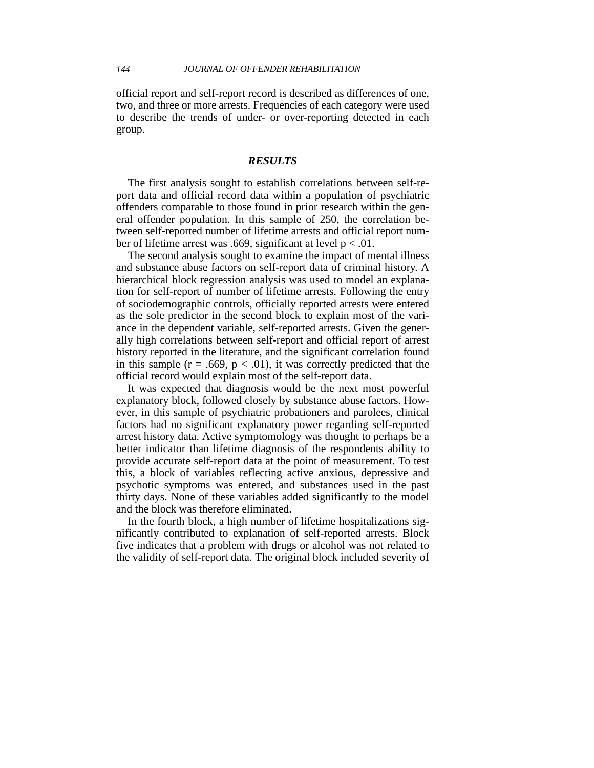official report and self-report record is described as differences of one, two, and three or more arrests. Frequencies of each category were used to describe the trends of under- or over-reporting detected in each group.

## RESULTS

The first analysis sought to establish correlations between self-report data and official record data within a population of psychiatric offenders comparable to those found in prior research within the general offender population. In this sample of 250, the correlation between self-reported number of lifetime arrests and official report number of lifetime arrest was .669, significant at level $p < .01$.

The second analysis sought to examine the impact of mental illness and substance abuse factors on self-report data of criminal history. A hierarchical block regression analysis was used to model an explanation for self-report of number of lifetime arrests. Following the entry of sociodemographic controls, officially reported arrests were entered as the sole predictor in the second block to explain most of the variance in the dependent variable, self-reported arrests. Given the generally high correlations between self-report and official report of arrest history reported in the literature, and the significant correlation found in this sample ($r = .669$, $p < .01$), it was correctly predicted that the official record would explain most of the self-report data.

It was expected that diagnosis would be the next most powerful explanatory block, followed closely by substance abuse factors. However, in this sample of psychiatric probationers and parolees, clinical factors had no significant explanatory power regarding self-reported arrest history data. Active symptomology was thought to perhaps be a better indicator than lifetime diagnosis of the respondents ability to provide accurate self-report data at the point of measurement. To test this, a block of variables reflecting active anxious, depressive and psychotic symptoms was entered, and substances used in the past thirty days. None of these variables added significantly to the model and the block was therefore eliminated.

In the fourth block, a high number of lifetime hospitalizations significantly contributed to explanation of self-reported arrests. Block five indicates that a problem with drugs or alcohol was not related to the validity of self-report data. The original block included severity of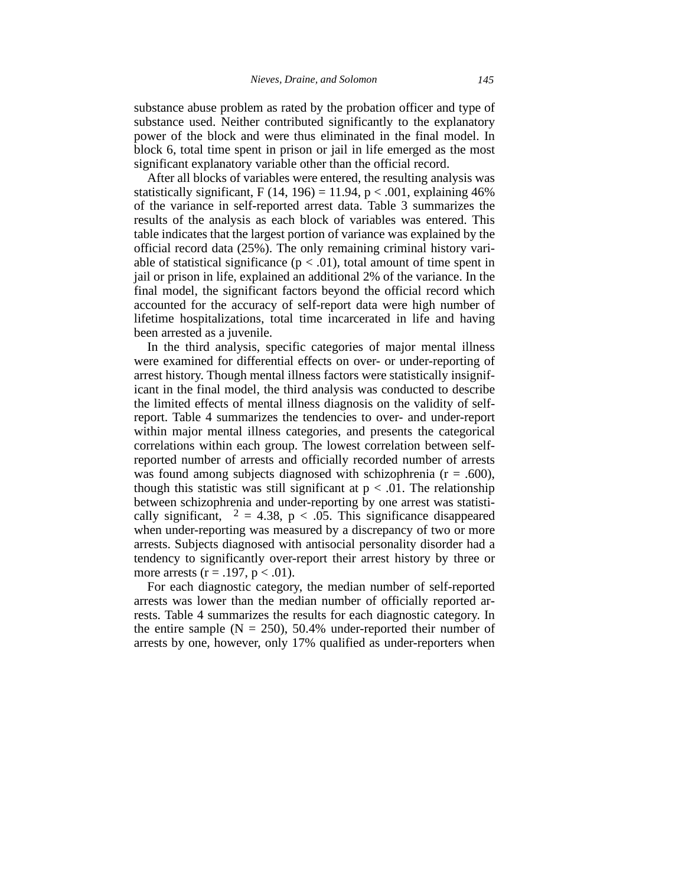substance abuse problem as rated by the probation officer and type of substance used. Neither contributed significantly to the explanatory power of the block and were thus eliminated in the final model. In block 6, total time spent in prison or jail in life emerged as the most significant explanatory variable other than the official record.

After all blocks of variables were entered, the resulting analysis was statistically significant, $F(14, 196) = 11.94$, $p < .001$, explaining 46% of the variance in self-reported arrest data. Table 3 summarizes the results of the analysis as each block of variables was entered. This table indicates that the largest portion of variance was explained by the official record data (25%). The only remaining criminal history variable of statistical significance ($p < .01$), total amount of time spent in jail or prison in life, explained an additional 2% of the variance. In the final model, the significant factors beyond the official record which accounted for the accuracy of self-report data were high number of lifetime hospitalizations, total time incarcerated in life and having been arrested as a juvenile.

In the third analysis, specific categories of major mental illness were examined for differential effects on over- or under-reporting of arrest history. Though mental illness factors were statistically insignificant in the final model, the third analysis was conducted to describe the limited effects of mental illness diagnosis on the validity of self-report. Table 4 summarizes the tendencies to over- and under-report within major mental illness categories, and presents the categorical correlations within each group. The lowest correlation between self-reported number of arrests and officially recorded number of arrests was found among subjects diagnosed with schizophrenia ($r = .600$), though this statistic was still significant at $p < .01$. The relationship between schizophrenia and under-reporting by one arrest was statistically significant, $^2 = 4.38$, $p < .05$. This significance disappeared when under-reporting was measured by a discrepancy of two or more arrests. Subjects diagnosed with antisocial personality disorder had a tendency to significantly over-report their arrest history by three or more arrests ($r = .197$, $p < .01$).

For each diagnostic category, the median number of self-reported arrests was lower than the median number of officially reported arrests. Table 4 summarizes the results for each diagnostic category. In the entire sample ($N = 250$), 50.4% under-reported their number of arrests by one, however, only 17% qualified as under-reporters when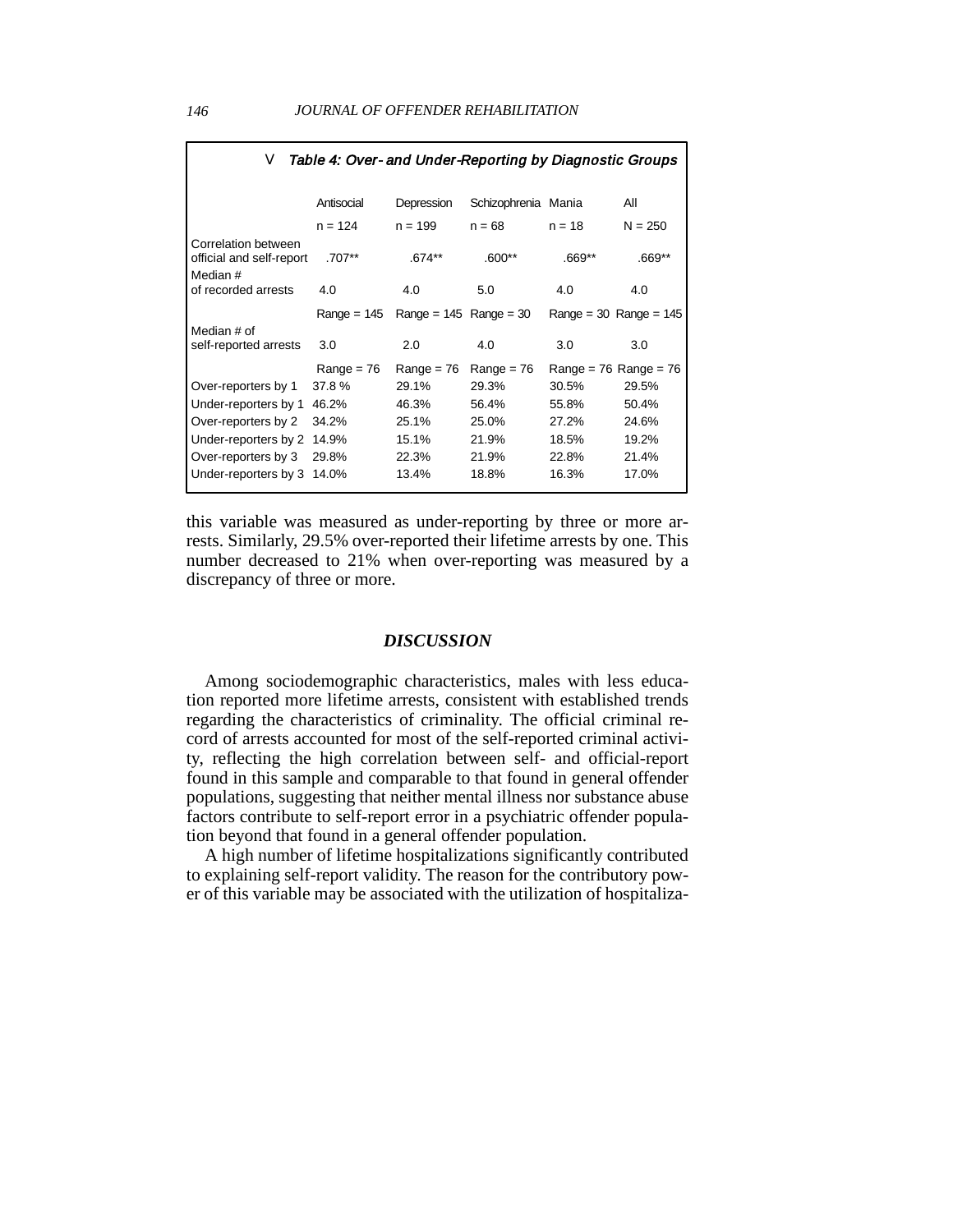**Table 4: Over- and Under-Reporting by Diagnostic Groups**

| | Antisocial | Depression | Schizophrenia | Mania | All |
|---|---|---|---|---|---|
| | n = 124 | n = 199 | n = 68 | n = 18 | N = 250 |
| Correlation between official and self-report | .707** | .674** | .600** | .669** | .669** |
| Median # of recorded arrests | 4.0 | 4.0 | 5.0 | 4.0 | 4.0 |
| | Range = 145 | Range = 145 | Range = 30 | Range = 30 | Range = 145 |
| Median # of self-reported arrests | 3.0 | 2.0 | 4.0 | 3.0 | 3.0 |
| | Range = 76 | Range = 76 | Range = 76 | Range = 76 | Range = 76 |
| Over-reporters by 1 | 37.8 % | 29.1% | 29.3% | 30.5% | 29.5% |
| Under-reporters by 1 | 46.2% | 46.3% | 56.4% | 55.8% | 50.4% |
| Over-reporters by 2 | 34.2% | 25.1% | 25.0% | 27.2% | 24.6% |
| Under-reporters by 2 | 14.9% | 15.1% | 21.9% | 18.5% | 19.2% |
| Over-reporters by 3 | 29.8% | 22.3% | 21.9% | 22.8% | 21.4% |
| Under-reporters by 3 | 14.0% | 13.4% | 18.8% | 16.3% | 17.0% |

this variable was measured as under-reporting by three or more arrests. Similarly, 29.5% over-reported their lifetime arrests by one. This number decreased to 21% when over-reporting was measured by a discrepancy of three or more.

## *DISCUSSION*

Among sociodemographic characteristics, males with less education reported more lifetime arrests, consistent with established trends regarding the characteristics of criminality. The official criminal record of arrests accounted for most of the self-reported criminal activity, reflecting the high correlation between self- and official-report found in this sample and comparable to that found in general offender populations, suggesting that neither mental illness nor substance abuse factors contribute to self-report error in a psychiatric offender population beyond that found in a general offender population.

A high number of lifetime hospitalizations significantly contributed to explaining self-report validity. The reason for the contributory power of this variable may be associated with the utilization of hospitaliza-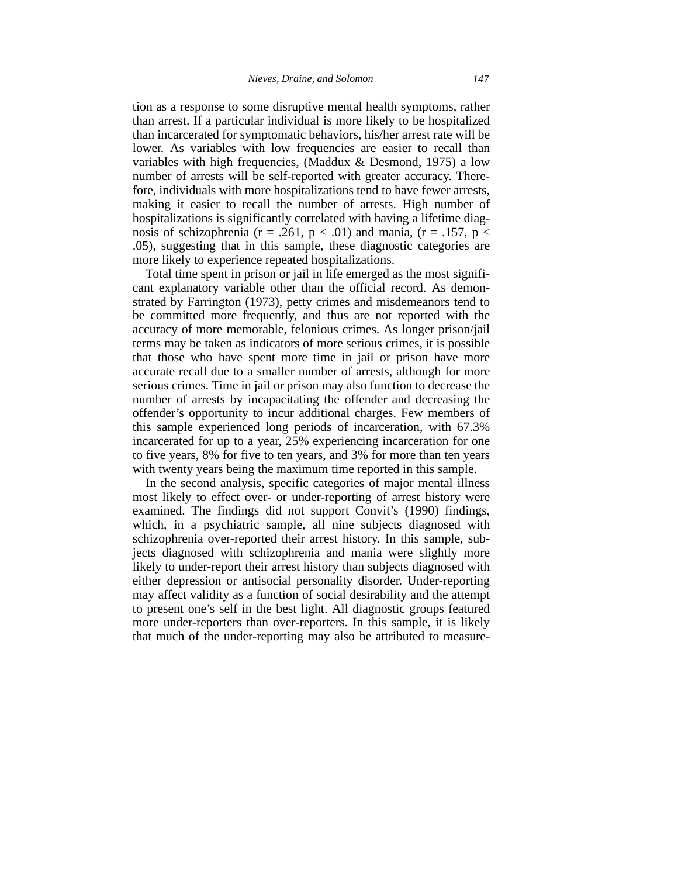tion as a response to some disruptive mental health symptoms, rather than arrest. If a particular individual is more likely to be hospitalized than incarcerated for symptomatic behaviors, his/her arrest rate will be lower. As variables with low frequencies are easier to recall than variables with high frequencies, (Maddux & Desmond, 1975) a low number of arrests will be self-reported with greater accuracy. Therefore, individuals with more hospitalizations tend to have fewer arrests, making it easier to recall the number of arrests. High number of hospitalizations is significantly correlated with having a lifetime diagnosis of schizophrenia ($r = .261$, $p < .01$) and mania, ($r = .157$, $p < .05$), suggesting that in this sample, these diagnostic categories are more likely to experience repeated hospitalizations.

Total time spent in prison or jail in life emerged as the most significant explanatory variable other than the official record. As demonstrated by Farrington (1973), petty crimes and misdemeanors tend to be committed more frequently, and thus are not reported with the accuracy of more memorable, felonious crimes. As longer prison/jail terms may be taken as indicators of more serious crimes, it is possible that those who have spent more time in jail or prison have more accurate recall due to a smaller number of arrests, although for more serious crimes. Time in jail or prison may also function to decrease the number of arrests by incapacitating the offender and decreasing the offender's opportunity to incur additional charges. Few members of this sample experienced long periods of incarceration, with 67.3% incarcerated for up to a year, 25% experiencing incarceration for one to five years, 8% for five to ten years, and 3% for more than ten years with twenty years being the maximum time reported in this sample.

In the second analysis, specific categories of major mental illness most likely to effect over- or under-reporting of arrest history were examined. The findings did not support Convit's (1990) findings, which, in a psychiatric sample, all nine subjects diagnosed with schizophrenia over-reported their arrest history. In this sample, subjects diagnosed with schizophrenia and mania were slightly more likely to under-report their arrest history than subjects diagnosed with either depression or antisocial personality disorder. Under-reporting may affect validity as a function of social desirability and the attempt to present one's self in the best light. All diagnostic groups featured more under-reporters than over-reporters. In this sample, it is likely that much of the under-reporting may also be attributed to measure-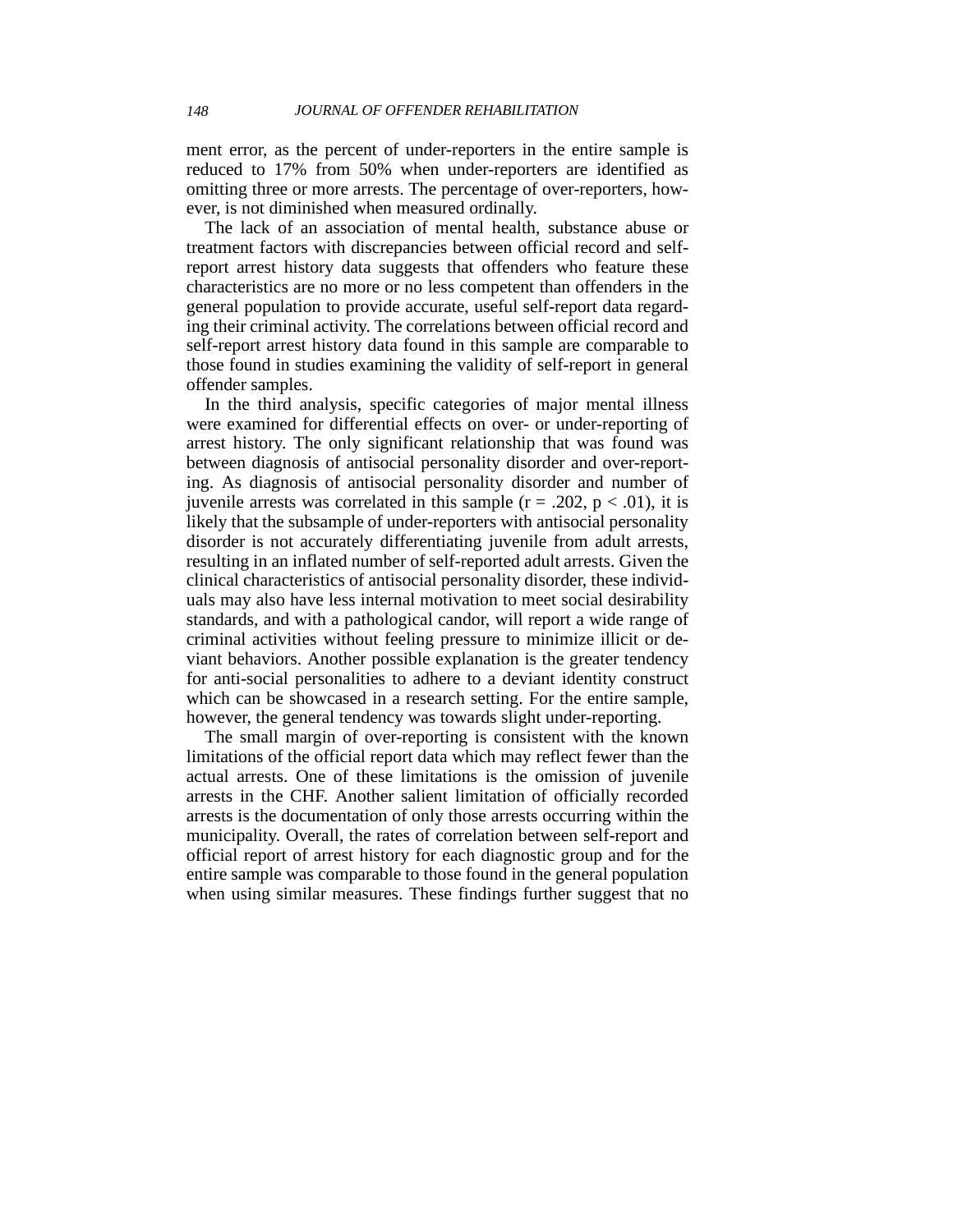ment error, as the percent of under-reporters in the entire sample is reduced to 17% from 50% when under-reporters are identified as omitting three or more arrests. The percentage of over-reporters, however, is not diminished when measured ordinally.

The lack of an association of mental health, substance abuse or treatment factors with discrepancies between official record and self-report arrest history data suggests that offenders who feature these characteristics are no more or no less competent than offenders in the general population to provide accurate, useful self-report data regarding their criminal activity. The correlations between official record and self-report arrest history data found in this sample are comparable to those found in studies examining the validity of self-report in general offender samples.

In the third analysis, specific categories of major mental illness were examined for differential effects on over- or under-reporting of arrest history. The only significant relationship that was found was between diagnosis of antisocial personality disorder and over-reporting. As diagnosis of antisocial personality disorder and number of juvenile arrests was correlated in this sample ($r = .202$, $p < .01$), it is likely that the subsample of under-reporters with antisocial personality disorder is not accurately differentiating juvenile from adult arrests, resulting in an inflated number of self-reported adult arrests. Given the clinical characteristics of antisocial personality disorder, these individuals may also have less internal motivation to meet social desirability standards, and with a pathological candor, will report a wide range of criminal activities without feeling pressure to minimize illicit or deviant behaviors. Another possible explanation is the greater tendency for anti-social personalities to adhere to a deviant identity construct which can be showcased in a research setting. For the entire sample, however, the general tendency was towards slight under-reporting.

The small margin of over-reporting is consistent with the known limitations of the official report data which may reflect fewer than the actual arrests. One of these limitations is the omission of juvenile arrests in the CHF. Another salient limitation of officially recorded arrests is the documentation of only those arrests occurring within the municipality. Overall, the rates of correlation between self-report and official report of arrest history for each diagnostic group and for the entire sample was comparable to those found in the general population when using similar measures. These findings further suggest that no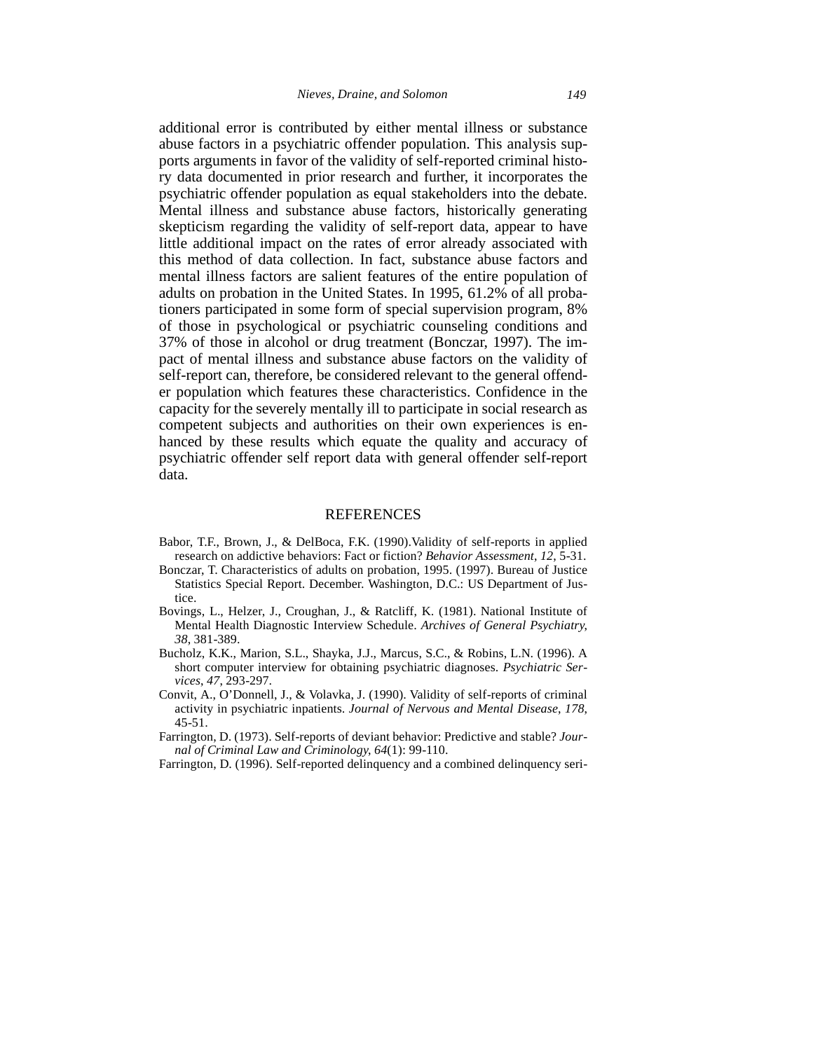additional error is contributed by either mental illness or substance abuse factors in a psychiatric offender population. This analysis supports arguments in favor of the validity of self-reported criminal history data documented in prior research and further, it incorporates the psychiatric offender population as equal stakeholders into the debate. Mental illness and substance abuse factors, historically generating skepticism regarding the validity of self-report data, appear to have little additional impact on the rates of error already associated with this method of data collection. In fact, substance abuse factors and mental illness factors are salient features of the entire population of adults on probation in the United States. In 1995, 61.2% of all probationers participated in some form of special supervision program, 8% of those in psychological or psychiatric counseling conditions and 37% of those in alcohol or drug treatment (Bonczar, 1997). The impact of mental illness and substance abuse factors on the validity of self-report can, therefore, be considered relevant to the general offender population which features these characteristics. Confidence in the capacity for the severely mentally ill to participate in social research as competent subjects and authorities on their own experiences is enhanced by these results which equate the quality and accuracy of psychiatric offender self report data with general offender self-report data.

## REFERENCES

Babor, T.F., Brown, J., & DelBoca, F.K. (1990).Validity of self-reports in applied research on addictive behaviors: Fact or fiction? *Behavior Assessment*, *12*, 5-31.

Bonczar, T. Characteristics of adults on probation, 1995. (1997). Bureau of Justice Statistics Special Report. December. Washington, D.C.: US Department of Justice.

Bovings, L., Helzer, J., Croughan, J., & Ratcliff, K. (1981). National Institute of Mental Health Diagnostic Interview Schedule. *Archives of General Psychiatry*, *38*, 381-389.

Bucholz, K.K., Marion, S.L., Shayka, J.J., Marcus, S.C., & Robins, L.N. (1996). A short computer interview for obtaining psychiatric diagnoses. *Psychiatric Services*, *47*, 293-297.

Convit, A., O'Donnell, J., & Volavka, J. (1990). Validity of self-reports of criminal activity in psychiatric inpatients. *Journal of Nervous and Mental Disease*, *178*, 45-51.

Farrington, D. (1973). Self-reports of deviant behavior: Predictive and stable? *Journal of Criminal Law and Criminology*, *64*(1): 99-110.

Farrington, D. (1996). Self-reported delinquency and a combined delinquency seri-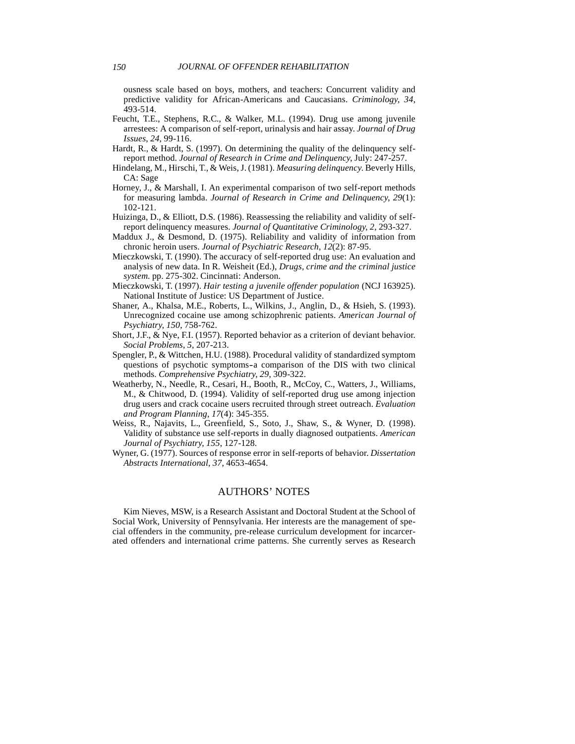ousness scale based on boys, mothers, and teachers: Concurrent validity and predictive validity for African-Americans and Caucasians. *Criminology*, *34*, 493-514.

Feucht, T.E., Stephens, R.C., & Walker, M.L. (1994). Drug use among juvenile arrestees: A comparison of self-report, urinalysis and hair assay. *Journal of Drug Issues*, *24*, 99-116.

Hardt, R., & Hardt, S. (1997). On determining the quality of the delinquency self-report method. *Journal of Research in Crime and Delinquency*, July: 247-257.

Hindelang, M., Hirschi, T., & Weis, J. (1981). *Measuring delinquency.* Beverly Hills, CA: Sage

Horney, J., & Marshall, I. An experimental comparison of two self-report methods for measuring lambda. *Journal of Research in Crime and Delinquency*, *29*(1): 102-121.

Huizinga, D., & Elliott, D.S. (1986). Reassessing the reliability and validity of self-report delinquency measures. *Journal of Quantitative Criminology*, *2*, 293-327.

Maddux J., & Desmond, D. (1975). Reliability and validity of information from chronic heroin users. *Journal of Psychiatric Research*, *12*(2): 87-95.

Mieczkowski, T. (1990). The accuracy of self-reported drug use: An evaluation and analysis of new data. In R. Weisheit (Ed.), *Drugs, crime and the criminal justice system.* pp. 275-302. Cincinnati: Anderson.

Mieczkowski, T. (1997). *Hair testing a juvenile offender population* (NCJ 163925). National Institute of Justice: US Department of Justice.

Shaner, A., Khalsa, M.E., Roberts, L., Wilkins, J., Anglin, D., & Hsieh, S. (1993). Unrecognized cocaine use among schizophrenic patients. *American Journal of Psychiatry*, *150*, 758-762.

Short, J.F., & Nye, F.I. (1957). Reported behavior as a criterion of deviant behavior. *Social Problems*, *5*, 207-213.

Spengler, P., & Wittchen, H.U. (1988). Procedural validity of standardized symptom questions of psychotic symptoms-a comparison of the DIS with two clinical methods. *Comprehensive Psychiatry*, *29*, 309-322.

Weatherby, N., Needle, R., Cesari, H., Booth, R., McCoy, C., Watters, J., Williams, M., & Chitwood, D. (1994). Validity of self-reported drug use among injection drug users and crack cocaine users recruited through street outreach. *Evaluation and Program Planning*, *17*(4): 345-355.

Weiss, R., Najavits, L., Greenfield, S., Soto, J., Shaw, S., & Wyner, D. (1998). Validity of substance use self-reports in dually diagnosed outpatients. *American Journal of Psychiatry*, *155*, 127-128.

Wyner, G. (1977). Sources of response error in self-reports of behavior. *Dissertation Abstracts International*, *37*, 4653-4654.

## AUTHORS' NOTES

Kim Nieves, MSW, is a Research Assistant and Doctoral Student at the School of Social Work, University of Pennsylvania. Her interests are the management of special offenders in the community, pre-release curriculum development for incarcerated offenders and international crime patterns. She currently serves as Research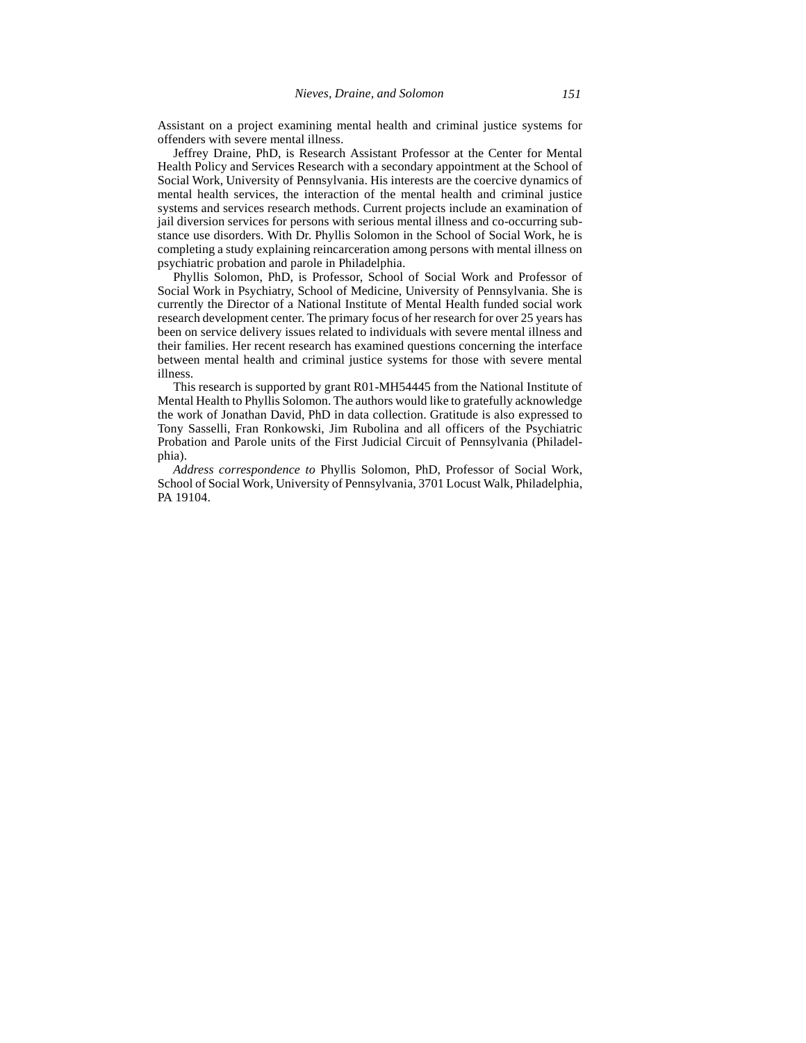Assistant on a project examining mental health and criminal justice systems for offenders with severe mental illness.

Jeffrey Draine, PhD, is Research Assistant Professor at the Center for Mental Health Policy and Services Research with a secondary appointment at the School of Social Work, University of Pennsylvania. His interests are the coercive dynamics of mental health services, the interaction of the mental health and criminal justice systems and services research methods. Current projects include an examination of jail diversion services for persons with serious mental illness and co-occurring substance use disorders. With Dr. Phyllis Solomon in the School of Social Work, he is completing a study explaining reincarceration among persons with mental illness on psychiatric probation and parole in Philadelphia.

Phyllis Solomon, PhD, is Professor, School of Social Work and Professor of Social Work in Psychiatry, School of Medicine, University of Pennsylvania. She is currently the Director of a National Institute of Mental Health funded social work research development center. The primary focus of her research for over 25 years has been on service delivery issues related to individuals with severe mental illness and their families. Her recent research has examined questions concerning the interface between mental health and criminal justice systems for those with severe mental illness.

This research is supported by grant R01-MH54445 from the National Institute of Mental Health to Phyllis Solomon. The authors would like to gratefully acknowledge the work of Jonathan David, PhD in data collection. Gratitude is also expressed to Tony Sasselli, Fran Ronkowski, Jim Rubolina and all officers of the Psychiatric Probation and Parole units of the First Judicial Circuit of Pennsylvania (Philadelphia).

*Address correspondence to* Phyllis Solomon, PhD, Professor of Social Work, School of Social Work, University of Pennsylvania, 3701 Locust Walk, Philadelphia, PA 19104.